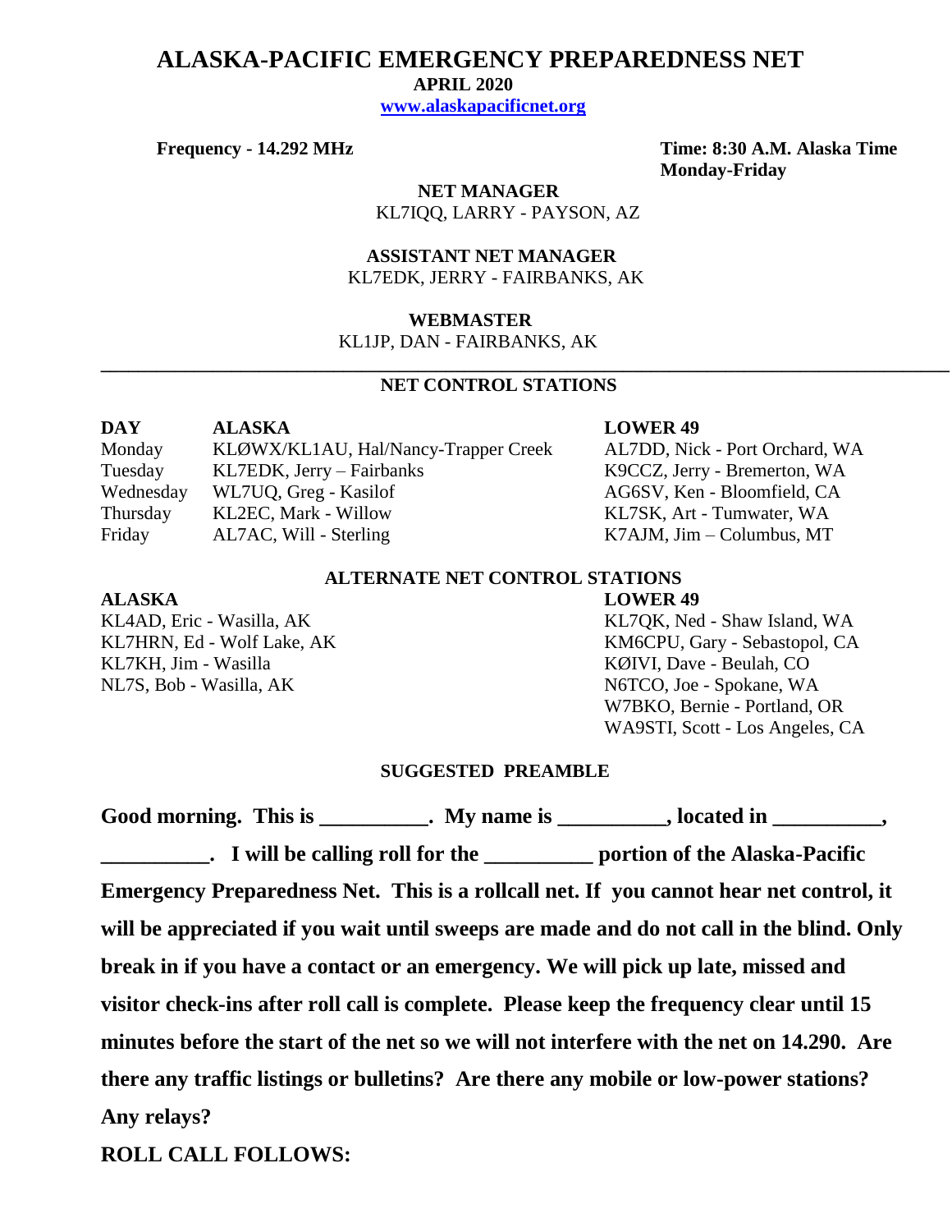# ALASKA-PACIFIC EMERGENCY PREPAREDNESS NET

**APRIL 2020**

**www.alaskapacificnet.org**

**Frequency - 14.292 MHz**

**Time: 8:30 A.M. Alaska Time**
**Monday-Friday**

**NET MANAGER**
KL7IQQ, LARRY - PAYSON, AZ

**ASSISTANT NET MANAGER**
KL7EDK, JERRY - FAIRBANKS, AK

**WEBMASTER**
KL1JP, DAN - FAIRBANKS, AK

---

## NET CONTROL STATIONS

| DAY | ALASKA | LOWER 49 |
|---|---|---|
| Monday | KLØWX/KL1AU, Hal/Nancy-Trapper Creek | AL7DD, Nick - Port Orchard, WA |
| Tuesday | KL7EDK, Jerry – Fairbanks | K9CCZ, Jerry - Bremerton, WA |
| Wednesday | WL7UQ, Greg - Kasilof | AG6SV, Ken - Bloomfield, CA |
| Thursday | KL2EC, Mark - Willow | KL7SK, Art - Tumwater, WA |
| Friday | AL7AC, Will - Sterling | K7AJM, Jim – Columbus, MT |

## ALTERNATE NET CONTROL STATIONS

| ALASKA | LOWER 49 |
|---|---|
| KL4AD, Eric - Wasilla, AK | KL7QK, Ned - Shaw Island, WA |
| KL7HRN, Ed - Wolf Lake, AK | KM6CPU, Gary - Sebastopol, CA |
| KL7KH, Jim - Wasilla | KØIVI, Dave - Beulah, CO |
| NL7S, Bob - Wasilla, AK | N6TCO, Joe - Spokane, WA |
| | W7BKO, Bernie - Portland, OR |
| | WA9STI, Scott - Los Angeles, CA |

## SUGGESTED PREAMBLE

**Good morning. This is __________. My name is __________, located in __________, __________. I will be calling roll for the __________ portion of the Alaska-Pacific Emergency Preparedness Net. This is a rollcall net. If you cannot hear net control, it will be appreciated if you wait until sweeps are made and do not call in the blind. Only break in if you have a contact or an emergency. We will pick up late, missed and visitor check-ins after roll call is complete. Please keep the frequency clear until 15 minutes before the start of the net so we will not interfere with the net on 14.290. Are there any traffic listings or bulletins? Are there any mobile or low-power stations? Any relays?**

**ROLL CALL FOLLOWS:**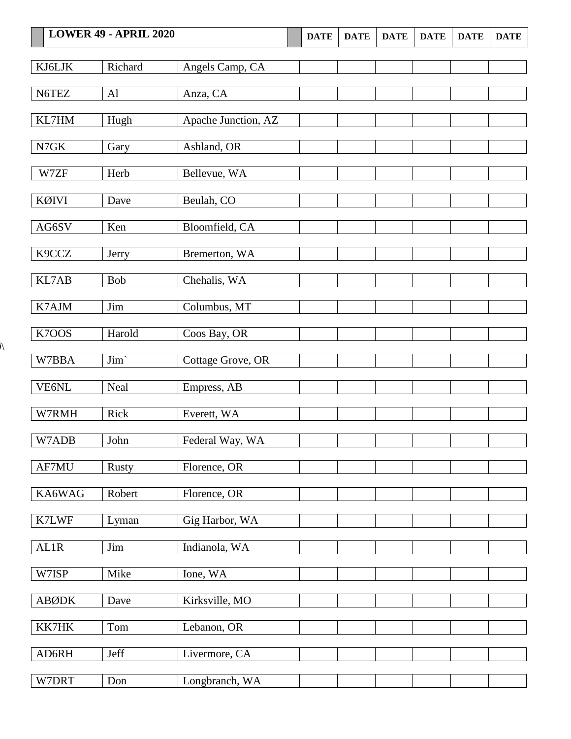| LOWER 49 - APRIL 2020 | | | DATE | DATE | DATE | DATE | DATE | DATE |
|---|---|---|---|---|---|---|---|---|
| KJ6LJK | Richard | Angels Camp, CA | | | | | | |
| N6TEZ | Al | Anza, CA | | | | | | |
| KL7HM | Hugh | Apache Junction, AZ | | | | | | |
| N7GK | Gary | Ashland, OR | | | | | | |
| W7ZF | Herb | Bellevue, WA | | | | | | |
| KØIVI | Dave | Beulah, CO | | | | | | |
| AG6SV | Ken | Bloomfield, CA | | | | | | |
| K9CCZ | Jerry | Bremerton, WA | | | | | | |
| KL7AB | Bob | Chehalis, WA | | | | | | |
| K7AJM | Jim | Columbus, MT | | | | | | |
| K7OOS | Harold | Coos Bay, OR | | | | | | |
| W7BBA | Jim` | Cottage Grove, OR | | | | | | |
| VE6NL | Neal | Empress, AB | | | | | | |
| W7RMH | Rick | Everett, WA | | | | | | |
| W7ADB | John | Federal Way, WA | | | | | | |
| AF7MU | Rusty | Florence, OR | | | | | | |
| KA6WAG | Robert | Florence, OR | | | | | | |
| K7LWF | Lyman | Gig Harbor, WA | | | | | | |
| AL1R | Jim | Indianola, WA | | | | | | |
| W7ISP | Mike | Ione, WA | | | | | | |
| ABØDK | Dave | Kirksville, MO | | | | | | |
| KK7HK | Tom | Lebanon, OR | | | | | | |
| AD6RH | Jeff | Livermore, CA | | | | | | |
| W7DRT | Don | Longbranch, WA | | | | | | |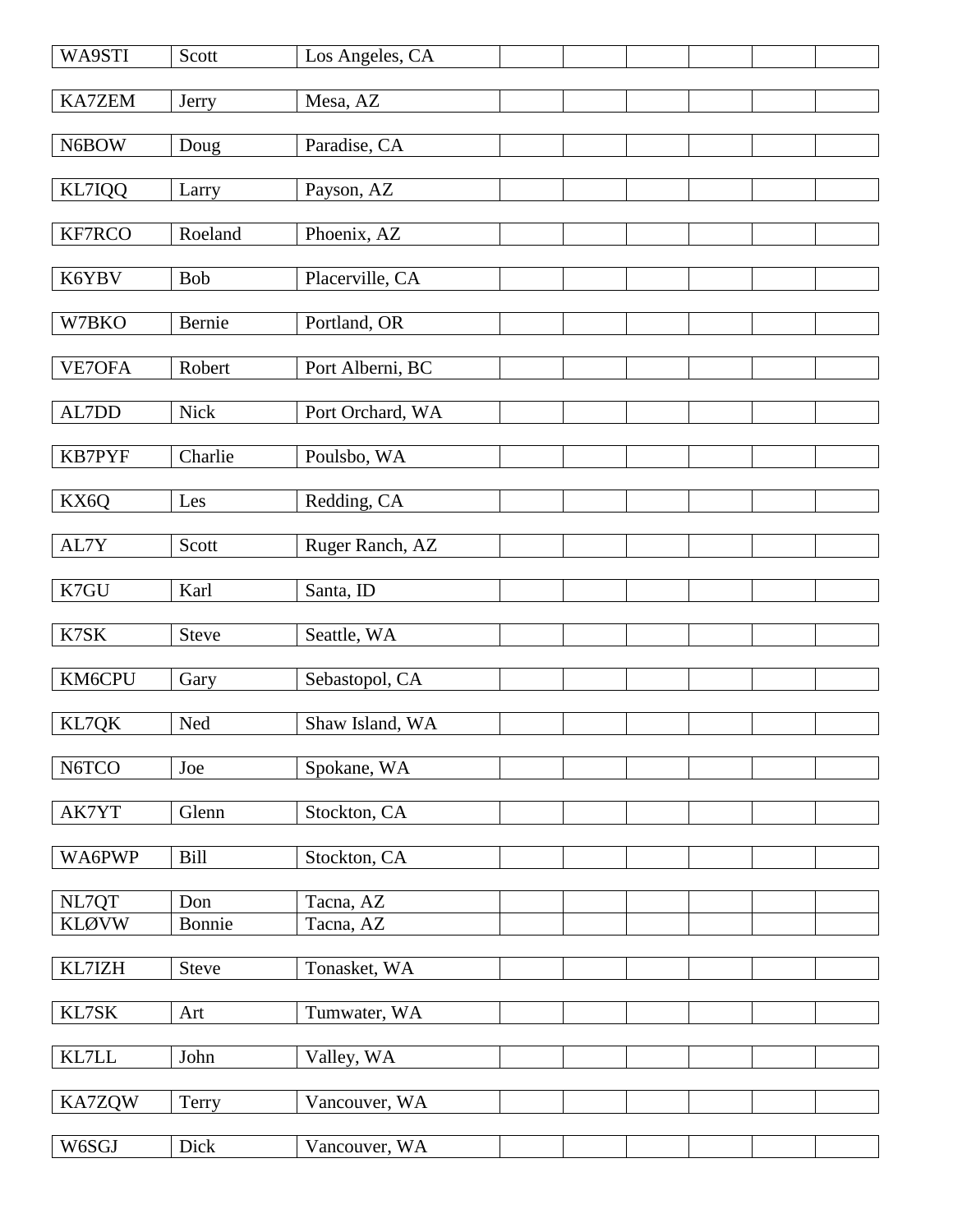| | | | | | | | | |
|---|---|---|---|---|---|---|---|---|
| WA9STI | Scott | Los Angeles, CA | | | | | | |
| KA7ZEM | Jerry | Mesa, AZ | | | | | | |
| N6BOW | Doug | Paradise, CA | | | | | | |
| KL7IQQ | Larry | Payson, AZ | | | | | | |
| KF7RCO | Roeland | Phoenix, AZ | | | | | | |
| K6YBV | Bob | Placerville, CA | | | | | | |
| W7BKO | Bernie | Portland, OR | | | | | | |
| VE7OFA | Robert | Port Alberni, BC | | | | | | |
| AL7DD | Nick | Port Orchard, WA | | | | | | |
| KB7PYF | Charlie | Poulsbo, WA | | | | | | |
| KX6Q | Les | Redding, CA | | | | | | |
| AL7Y | Scott | Ruger Ranch, AZ | | | | | | |
| K7GU | Karl | Santa, ID | | | | | | |
| K7SK | Steve | Seattle, WA | | | | | | |
| KM6CPU | Gary | Sebastopol, CA | | | | | | |
| KL7QK | Ned | Shaw Island, WA | | | | | | |
| N6TCO | Joe | Spokane, WA | | | | | | |
| AK7YT | Glenn | Stockton, CA | | | | | | |
| WA6PWP | Bill | Stockton, CA | | | | | | |
| NL7QT | Don | Tacna, AZ | | | | | | |
| KLØVW | Bonnie | Tacna, AZ | | | | | | |
| KL7IZH | Steve | Tonasket, WA | | | | | | |
| KL7SK | Art | Tumwater, WA | | | | | | |
| KL7LL | John | Valley, WA | | | | | | |
| KA7ZQW | Terry | Vancouver, WA | | | | | | |
| W6SGJ | Dick | Vancouver, WA | | | | | | |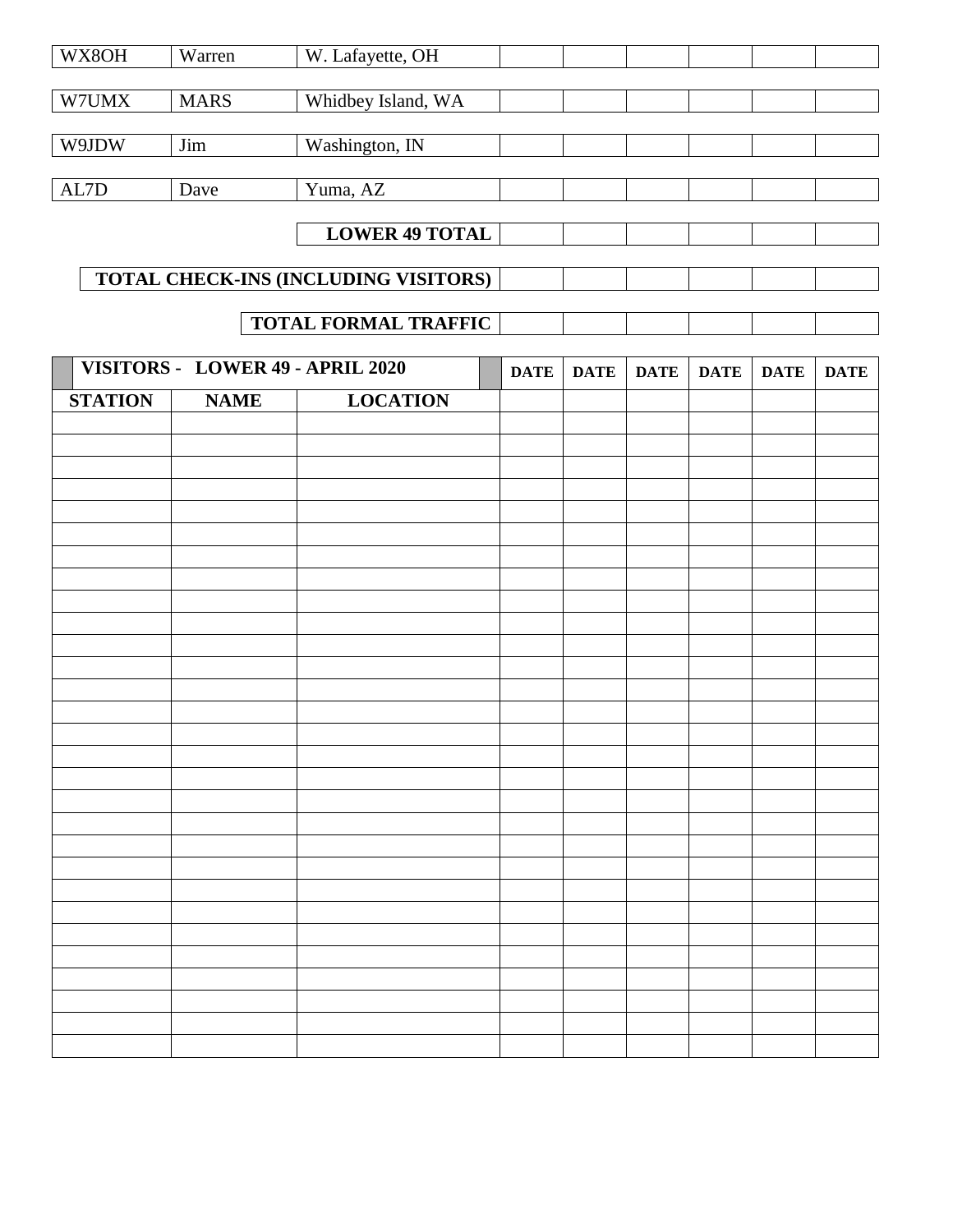| | | | | | | | | |
|---|---|---|---|---|---|---|---|---|
| WX8OH | Warren | W. Lafayette, OH | | | | | | |
| W7UMX | MARS | Whidbey Island, WA | | | | | | |
| W9JDW | Jim | Washington, IN | | | | | | |
| AL7D | Dave | Yuma, AZ | | | | | | |

| | | | | | | |
|---|---|---|---|---|---|---|
| **LOWER 49 TOTAL** | | | | | | |
| **TOTAL CHECK-INS (INCLUDING VISITORS)** | | | | | | |
| **TOTAL FORMAL TRAFFIC** | | | | | | |

| **VISITORS - LOWER 49 - APRIL 2020** | | | **DATE** | **DATE** | **DATE** | **DATE** | **DATE** | **DATE** |
|---|---|---|---|---|---|---|---|---|
| **STATION** | **NAME** | **LOCATION** | | | | | | |
| | | | | | | | | |
| | | | | | | | | |
| | | | | | | | | |
| | | | | | | | | |
| | | | | | | | | |
| | | | | | | | | |
| | | | | | | | | |
| | | | | | | | | |
| | | | | | | | | |
| | | | | | | | | |
| | | | | | | | | |
| | | | | | | | | |
| | | | | | | | | |
| | | | | | | | | |
| | | | | | | | | |
| | | | | | | | | |
| | | | | | | | | |
| | | | | | | | | |
| | | | | | | | | |
| | | | | | | | | |
| | | | | | | | | |
| | | | | | | | | |
| | | | | | | | | |
| | | | | | | | | |
| | | | | | | | | |
| | | | | | | | | |
| | | | | | | | | |
| | | | | | | | | |
| | | | | | | | | |
| | | | | | | | | |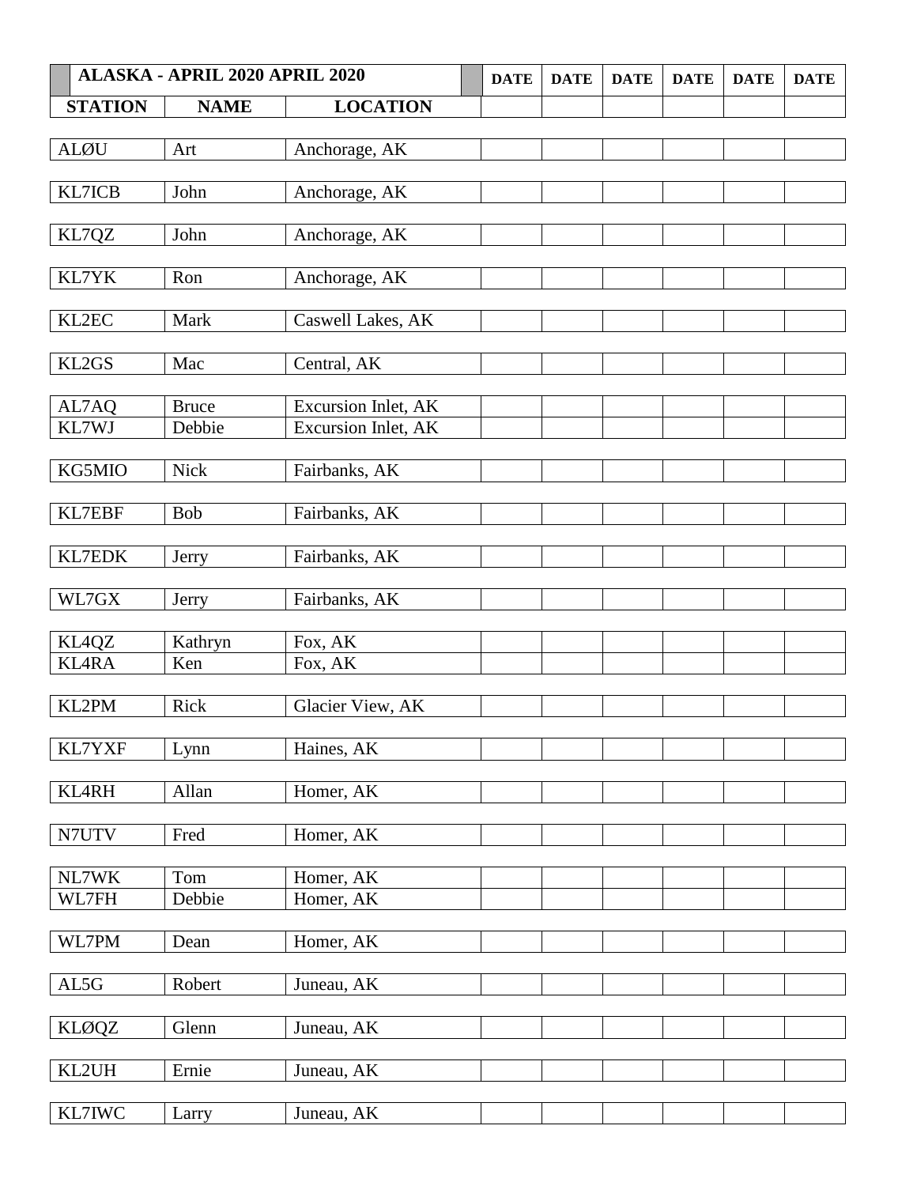| ALASKA - APRIL 2020 APRIL 2020 | | | DATE | DATE | DATE | DATE | DATE | DATE |
|---|---|---|---|---|---|---|---|---|
| **STATION** | **NAME** | **LOCATION** | | | | | | |
| ALØU | Art | Anchorage, AK | | | | | | |
| KL7ICB | John | Anchorage, AK | | | | | | |
| KL7QZ | John | Anchorage, AK | | | | | | |
| KL7YK | Ron | Anchorage, AK | | | | | | |
| KL2EC | Mark | Caswell Lakes, AK | | | | | | |
| KL2GS | Mac | Central, AK | | | | | | |
| AL7AQ | Bruce | Excursion Inlet, AK | | | | | | |
| KL7WJ | Debbie | Excursion Inlet, AK | | | | | | |
| KG5MIO | Nick | Fairbanks, AK | | | | | | |
| KL7EBF | Bob | Fairbanks, AK | | | | | | |
| KL7EDK | Jerry | Fairbanks, AK | | | | | | |
| WL7GX | Jerry | Fairbanks, AK | | | | | | |
| KL4QZ | Kathryn | Fox, AK | | | | | | |
| KL4RA | Ken | Fox, AK | | | | | | |
| KL2PM | Rick | Glacier View, AK | | | | | | |
| KL7YXF | Lynn | Haines, AK | | | | | | |
| KL4RH | Allan | Homer, AK | | | | | | |
| N7UTV | Fred | Homer, AK | | | | | | |
| NL7WK | Tom | Homer, AK | | | | | | |
| WL7FH | Debbie | Homer, AK | | | | | | |
| WL7PM | Dean | Homer, AK | | | | | | |
| AL5G | Robert | Juneau, AK | | | | | | |
| KLØQZ | Glenn | Juneau, AK | | | | | | |
| KL2UH | Ernie | Juneau, AK | | | | | | |
| KL7IWC | Larry | Juneau, AK | | | | | | |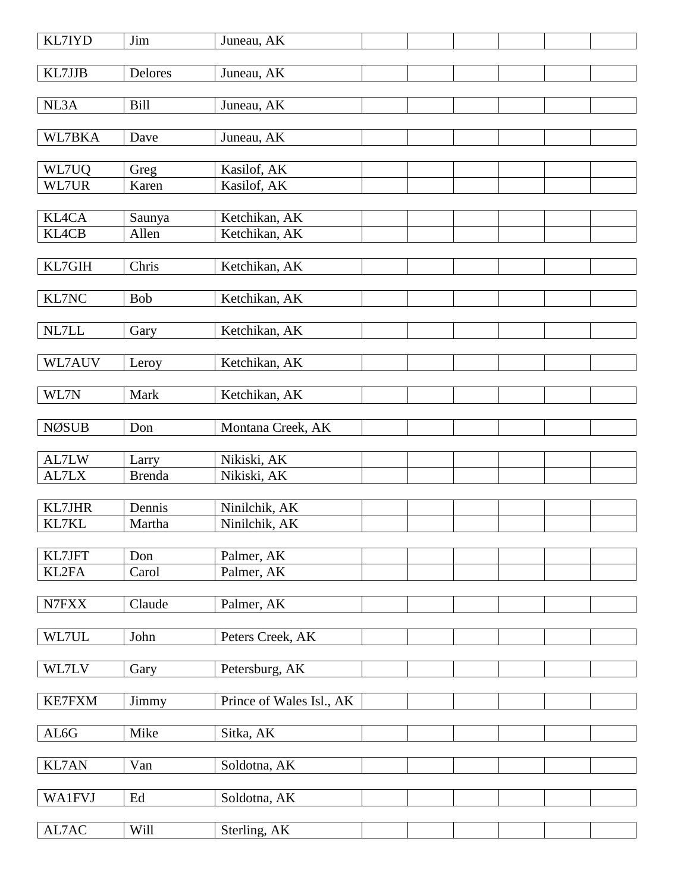| | | | | | | | | |
|---|---|---|---|---|---|---|---|---|
| KL7IYD | Jim | Juneau, AK | | | | | | |
| KL7JJB | Delores | Juneau, AK | | | | | | |
| NL3A | Bill | Juneau, AK | | | | | | |
| WL7BKA | Dave | Juneau, AK | | | | | | |
| WL7UQ | Greg | Kasilof, AK | | | | | | |
| WL7UR | Karen | Kasilof, AK | | | | | | |
| KL4CA | Saunya | Ketchikan, AK | | | | | | |
| KL4CB | Allen | Ketchikan, AK | | | | | | |
| KL7GIH | Chris | Ketchikan, AK | | | | | | |
| KL7NC | Bob | Ketchikan, AK | | | | | | |
| NL7LL | Gary | Ketchikan, AK | | | | | | |
| WL7AUV | Leroy | Ketchikan, AK | | | | | | |
| WL7N | Mark | Ketchikan, AK | | | | | | |
| NØSUB | Don | Montana Creek, AK | | | | | | |
| AL7LW | Larry | Nikiski, AK | | | | | | |
| AL7LX | Brenda | Nikiski, AK | | | | | | |
| KL7JHR | Dennis | Ninilchik, AK | | | | | | |
| KL7KL | Martha | Ninilchik, AK | | | | | | |
| KL7JFT | Don | Palmer, AK | | | | | | |
| KL2FA | Carol | Palmer, AK | | | | | | |
| N7FXX | Claude | Palmer, AK | | | | | | |
| WL7UL | John | Peters Creek, AK | | | | | | |
| WL7LV | Gary | Petersburg, AK | | | | | | |
| KE7FXM | Jimmy | Prince of Wales Isl., AK | | | | | | |
| AL6G | Mike | Sitka, AK | | | | | | |
| KL7AN | Van | Soldotna, AK | | | | | | |
| WA1FVJ | Ed | Soldotna, AK | | | | | | |
| AL7AC | Will | Sterling, AK | | | | | | |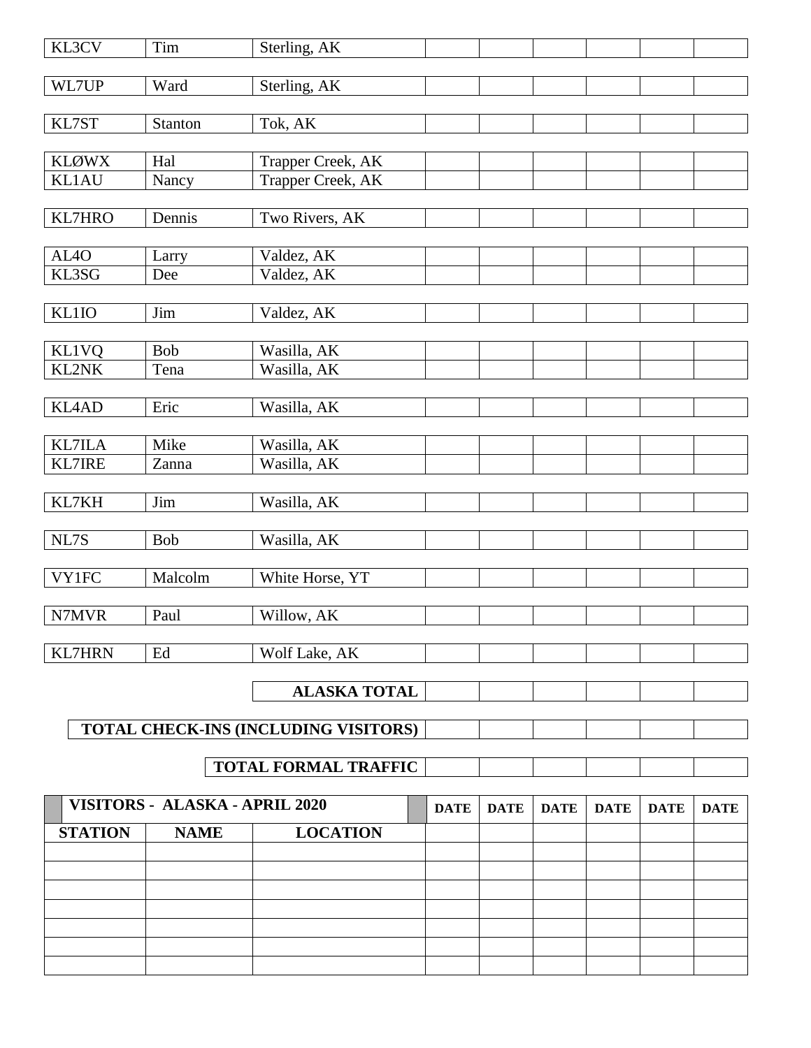| | | | | | | | | |
|---|---|---|---|---|---|---|---|---|
| KL3CV | Tim | Sterling, AK | | | | | | |
| WL7UP | Ward | Sterling, AK | | | | | | |
| KL7ST | Stanton | Tok, AK | | | | | | |
| KLØWX | Hal | Trapper Creek, AK | | | | | | |
| KL1AU | Nancy | Trapper Creek, AK | | | | | | |
| KL7HRO | Dennis | Two Rivers, AK | | | | | | |
| AL4O | Larry | Valdez, AK | | | | | | |
| KL3SG | Dee | Valdez, AK | | | | | | |
| KL1IO | Jim | Valdez, AK | | | | | | |
| KL1VQ | Bob | Wasilla, AK | | | | | | |
| KL2NK | Tena | Wasilla, AK | | | | | | |
| KL4AD | Eric | Wasilla, AK | | | | | | |
| KL7ILA | Mike | Wasilla, AK | | | | | | |
| KL7IRE | Zanna | Wasilla, AK | | | | | | |
| KL7KH | Jim | Wasilla, AK | | | | | | |
| NL7S | Bob | Wasilla, AK | | | | | | |
| VY1FC | Malcolm | White Horse, YT | | | | | | |
| N7MVR | Paul | Willow, AK | | | | | | |
| KL7HRN | Ed | Wolf Lake, AK | | | | | | |
| | | **ALASKA TOTAL** | | | | | | |
| | | **TOTAL CHECK-INS (INCLUDING VISITORS)** | | | | | | |
| | | **TOTAL FORMAL TRAFFIC** | | | | | | |

| **VISITORS - ALASKA - APRIL 2020** | | | **DATE** | **DATE** | **DATE** | **DATE** | **DATE** | **DATE** |
|---|---|---|---|---|---|---|---|---|
| **STATION** | **NAME** | **LOCATION** | | | | | | |
| | | | | | | | | |
| | | | | | | | | |
| | | | | | | | | |
| | | | | | | | | |
| | | | | | | | | |
| | | | | | | | | |
| | | | | | | | | |